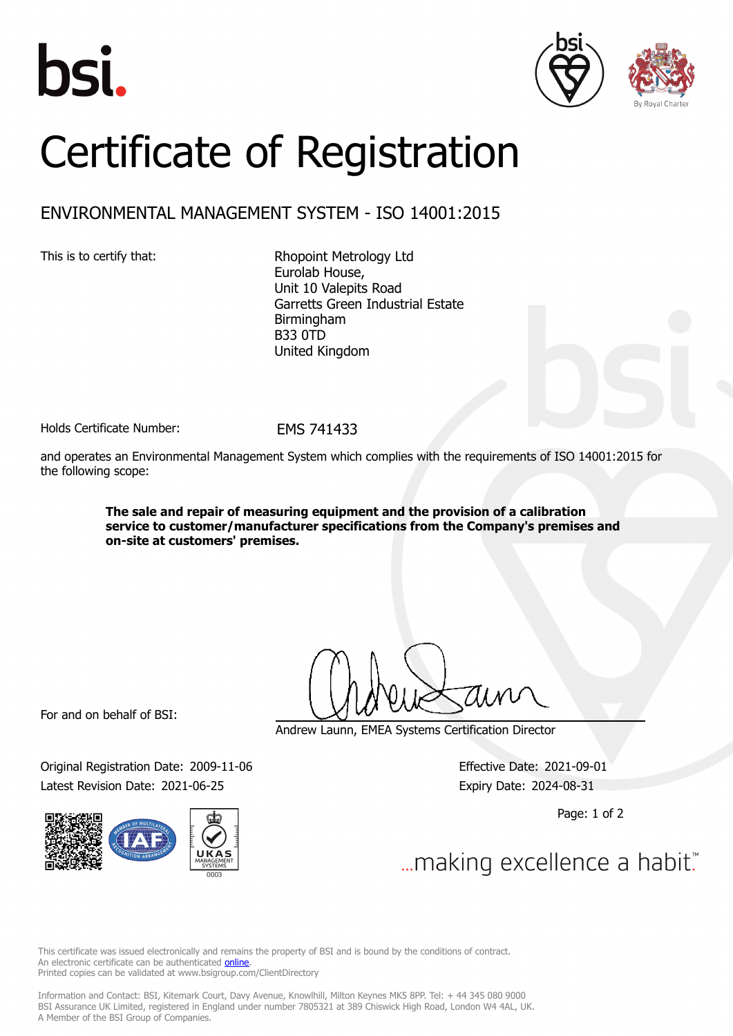# Certificate of Registration

## ENVIRONMENTAL MANAGEMENT SYSTEM - ISO 14001:2015

This is to certify that:

Rhopoint Metrology Ltd
Eurolab House,
Unit 10 Valepits Road
Garretts Green Industrial Estate
Birmingham
B33 0TD
United Kingdom

Holds Certificate Number: EMS 741433

and operates an Environmental Management System which complies with the requirements of ISO 14001:2015 for the following scope:

**The sale and repair of measuring equipment and the provision of a calibration service to customer/manufacturer specifications from the Company's premises and on-site at customers' premises.**

For and on behalf of BSI:

Andrew Launn, EMEA Systems Certification Director

Original Registration Date: 2009-11-06
Latest Revision Date: 2021-06-25

Effective Date: 2021-09-01
Expiry Date: 2024-08-31

...making excellence a habit.™

This certificate was issued electronically and remains the property of BSI and is bound by the conditions of contract.
An electronic certificate can be authenticated online.
Printed copies can be validated at www.bsigroup.com/ClientDirectory

Information and Contact: BSI, Kitemark Court, Davy Avenue, Knowlhill, Milton Keynes MK5 8PP. Tel: + 44 345 080 9000
BSI Assurance UK Limited, registered in England under number 7805321 at 389 Chiswick High Road, London W4 4AL, UK.
A Member of the BSI Group of Companies.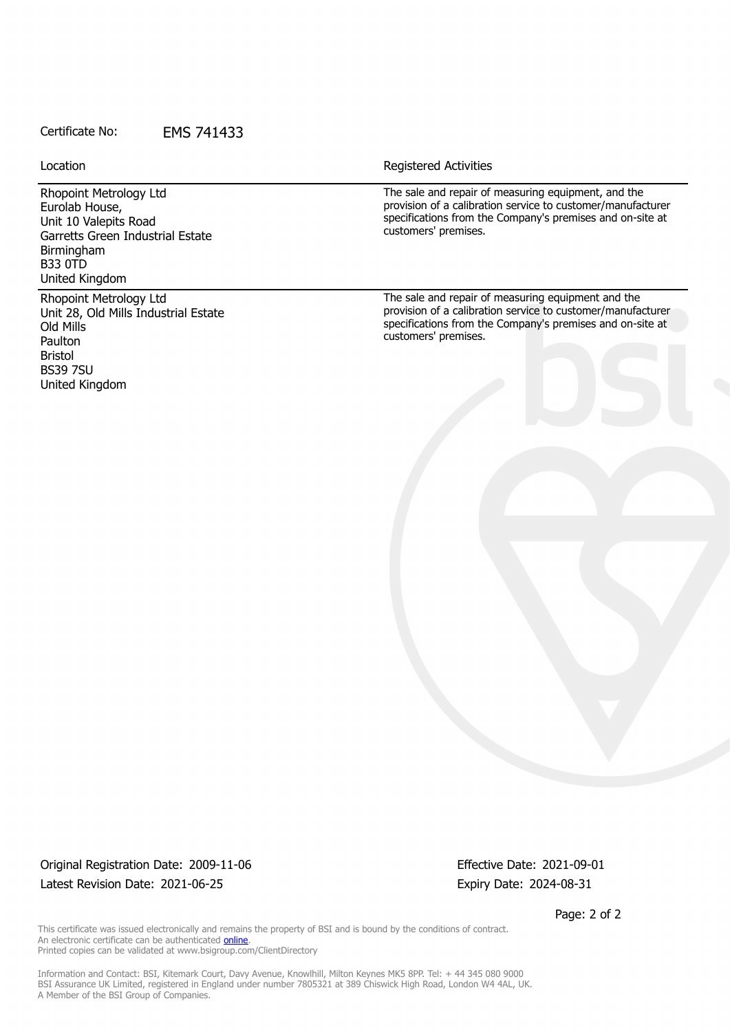Certificate No: EMS 741433

| Location | Registered Activities |
| --- | --- |
| Rhopoint Metrology Ltd<br>Eurolab House,<br>Unit 10 Valepits Road<br>Garretts Green Industrial Estate<br>Birmingham<br>B33 0TD<br>United Kingdom | The sale and repair of measuring equipment, and the provision of a calibration service to customer/manufacturer specifications from the Company's premises and on-site at customers' premises. |
| Rhopoint Metrology Ltd<br>Unit 28, Old Mills Industrial Estate<br>Old Mills<br>Paulton<br>Bristol<br>BS39 7SU<br>United Kingdom | The sale and repair of measuring equipment and the provision of a calibration service to customer/manufacturer specifications from the Company's premises and on-site at customers' premises. |

Original Registration Date: 2009-11-06

Latest Revision Date: 2021-06-25

Effective Date: 2021-09-01

Expiry Date: 2024-08-31

This certificate was issued electronically and remains the property of BSI and is bound by the conditions of contract.
An electronic certificate can be authenticated online.
Printed copies can be validated at www.bsigroup.com/ClientDirectory

Information and Contact: BSI, Kitemark Court, Davy Avenue, Knowlhill, Milton Keynes MK5 8PP. Tel: + 44 345 080 9000
BSI Assurance UK Limited, registered in England under number 7805321 at 389 Chiswick High Road, London W4 4AL, UK.
A Member of the BSI Group of Companies.